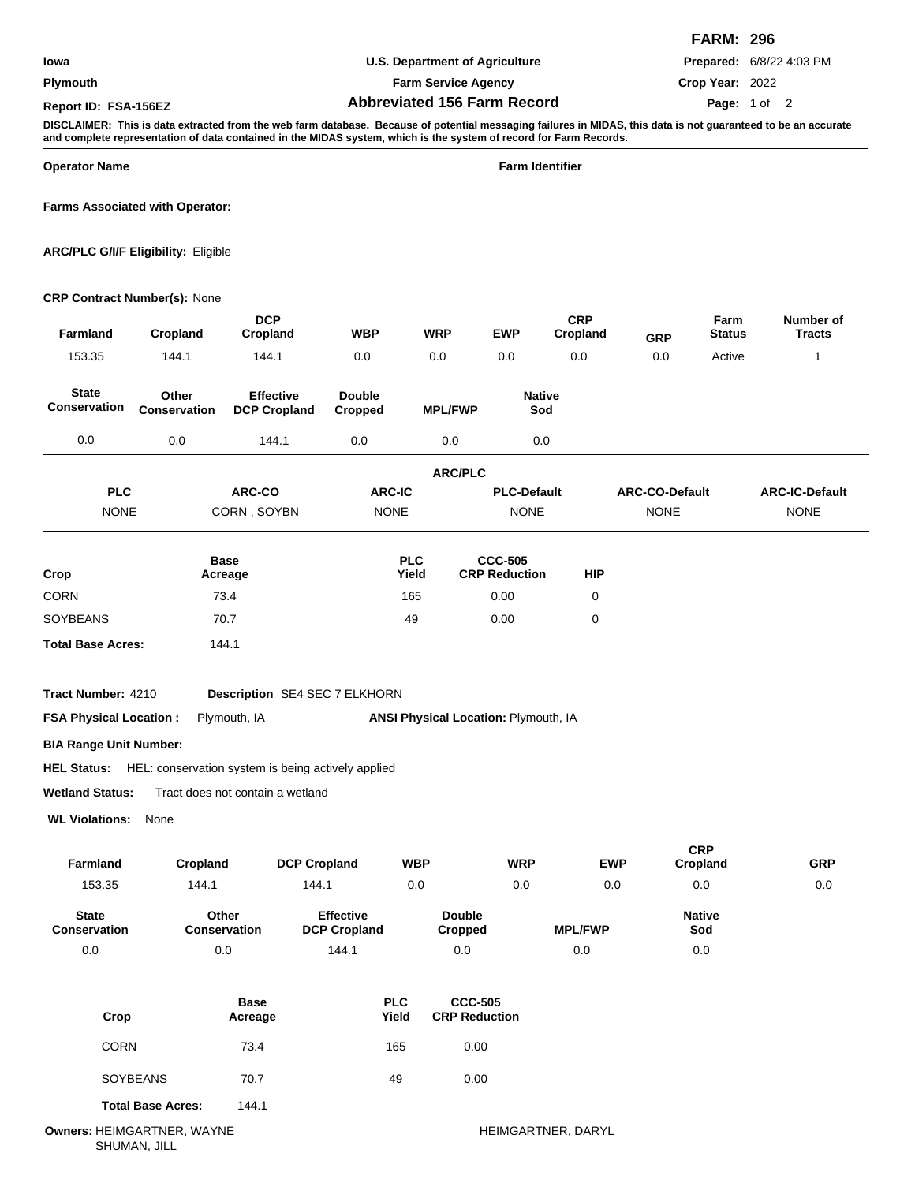**FARM: 296**

| | | |
|---|---|---|
| Iowa | U.S. Department of Agriculture | **Prepared:** 6/8/22 4:03 PM |
| Plymouth | Farm Service Agency | **Crop Year:** 2022 |
| **Report ID: FSA-156EZ** | **Abbreviated 156 Farm Record** | |

**DISCLAIMER: This is data extracted from the web farm database. Because of potential messaging failures in MIDAS, this data is not guaranteed to be an accurate and complete representation of data contained in the MIDAS system, which is the system of record for Farm Records.**

**Operator Name** **Farm Identifier**

**Farms Associated with Operator:**

**ARC/PLC G/I/F Eligibility:** Eligible

**CRP Contract Number(s):** None

| Farmland | Cropland | DCP Cropland | WBP | WRP | EWP | CRP Cropland | GRP | Farm Status | Number of Tracts |
|---|---|---|---|---|---|---|---|---|---|
| 153.35 | 144.1 | 144.1 | 0.0 | 0.0 | 0.0 | 0.0 | 0.0 | Active | 1 |

| State Conservation | Other Conservation | Effective DCP Cropland | Double Cropped | MPL/FWP | Native Sod |
|---|---|---|---|---|---|
| 0.0 | 0.0 | 144.1 | 0.0 | 0.0 | 0.0 |

**ARC/PLC**

| PLC | ARC-CO | ARC-IC | PLC-Default | ARC-CO-Default | ARC-IC-Default |
|---|---|---|---|---|---|
| NONE | CORN , SOYBN | NONE | NONE | NONE | NONE |

| Crop | Base Acreage | PLC Yield | CCC-505 CRP Reduction | HIP |
|---|---|---|---|---|
| CORN | 73.4 | 165 | 0.00 | 0 |
| SOYBEANS | 70.7 | 49 | 0.00 | 0 |
| **Total Base Acres:** | 144.1 | | | |

**Tract Number:** 4210 **Description** SE4 SEC 7 ELKHORN

**FSA Physical Location :** Plymouth, IA **ANSI Physical Location:** Plymouth, IA

**BIA Range Unit Number:**

**HEL Status:** HEL: conservation system is being actively applied

**Wetland Status:** Tract does not contain a wetland

**WL Violations:** None

| Farmland | Cropland | DCP Cropland | WBP | WRP | EWP | CRP Cropland | GRP |
|---|---|---|---|---|---|---|---|
| 153.35 | 144.1 | 144.1 | 0.0 | 0.0 | 0.0 | 0.0 | 0.0 |

| State Conservation | Other Conservation | Effective DCP Cropland | Double Cropped | MPL/FWP | Native Sod |
|---|---|---|---|---|---|
| 0.0 | 0.0 | 144.1 | 0.0 | 0.0 | 0.0 |

| Crop | Base Acreage | PLC Yield | CCC-505 CRP Reduction |
|---|---|---|---|
| CORN | 73.4 | 165 | 0.00 |
| SOYBEANS | 70.7 | 49 | 0.00 |
| **Total Base Acres:** | 144.1 | | |

**Owners:** HEIMGARTNER, WAYNE HEIMGARTNER, DARYL
SHUMAN, JILL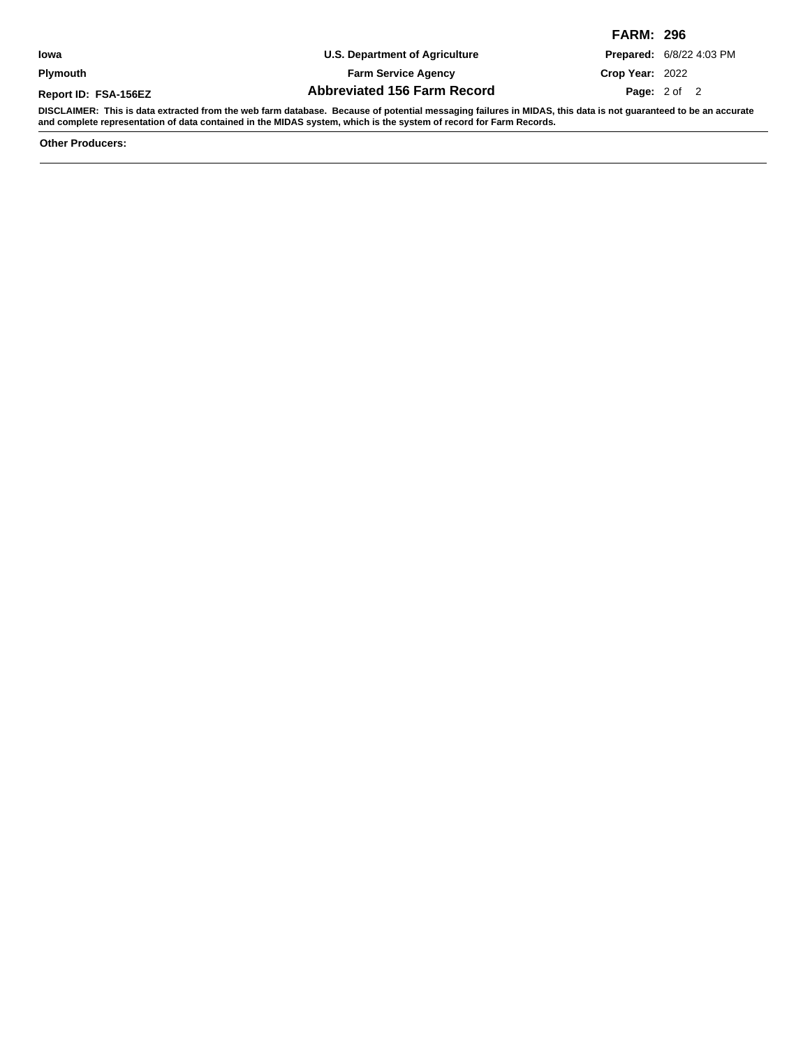**FARM: 296**

**Iowa** | **U.S. Department of Agriculture** | **Prepared:** 6/8/22 4:03 PM

**Plymouth** | **Farm Service Agency** | **Crop Year:** 2022

**Report ID: FSA-156EZ** | **Abbreviated 156 Farm Record**

**DISCLAIMER: This is data extracted from the web farm database. Because of potential messaging failures in MIDAS, this data is not guaranteed to be an accurate and complete representation of data contained in the MIDAS system, which is the system of record for Farm Records.**

**Other Producers:**